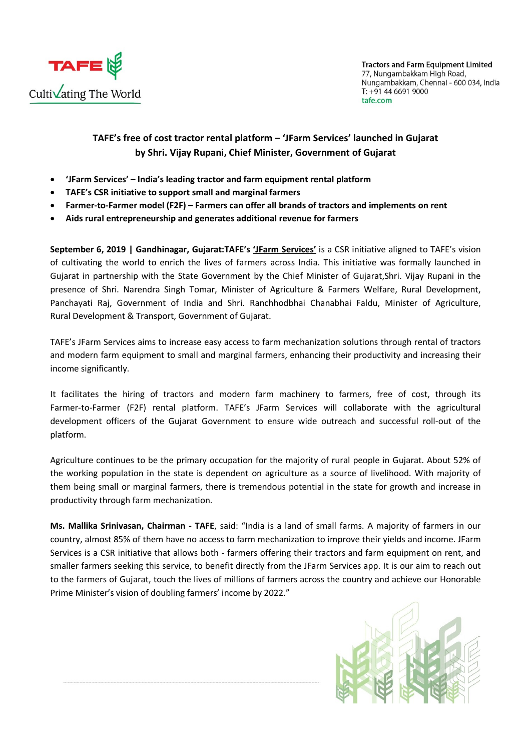Tractors and Farm Equipment Limited
77, Nungambakkam High Road,
Nungambakkam, Chennai - 600 034, India
T: +91 44 6691 9000
tafe.com

# TAFE's free of cost tractor rental platform – 'JFarm Services' launched in Gujarat by Shri. Vijay Rupani, Chief Minister, Government of Gujarat

- **'JFarm Services' – India's leading tractor and farm equipment rental platform**
- **TAFE's CSR initiative to support small and marginal farmers**
- **Farmer-to-Farmer model (F2F) – Farmers can offer all brands of tractors and implements on rent**
- **Aids rural entrepreneurship and generates additional revenue for farmers**

**September 6, 2019 | Gandhinagar, Gujarat:TAFE's 'JFarm Services'** is a CSR initiative aligned to TAFE's vision of cultivating the world to enrich the lives of farmers across India. This initiative was formally launched in Gujarat in partnership with the State Government by the Chief Minister of Gujarat,Shri. Vijay Rupani in the presence of Shri. Narendra Singh Tomar, Minister of Agriculture & Farmers Welfare, Rural Development, Panchayati Raj, Government of India and Shri. Ranchhodbhai Chanabhai Faldu, Minister of Agriculture, Rural Development & Transport, Government of Gujarat.

TAFE's JFarm Services aims to increase easy access to farm mechanization solutions through rental of tractors and modern farm equipment to small and marginal farmers, enhancing their productivity and increasing their income significantly.

It facilitates the hiring of tractors and modern farm machinery to farmers, free of cost, through its Farmer-to-Farmer (F2F) rental platform. TAFE's JFarm Services will collaborate with the agricultural development officers of the Gujarat Government to ensure wide outreach and successful roll-out of the platform.

Agriculture continues to be the primary occupation for the majority of rural people in Gujarat. About 52% of the working population in the state is dependent on agriculture as a source of livelihood. With majority of them being small or marginal farmers, there is tremendous potential in the state for growth and increase in productivity through farm mechanization.

**Ms. Mallika Srinivasan, Chairman - TAFE**, said: "India is a land of small farms. A majority of farmers in our country, almost 85% of them have no access to farm mechanization to improve their yields and income. JFarm Services is a CSR initiative that allows both - farmers offering their tractors and farm equipment on rent, and smaller farmers seeking this service, to benefit directly from the JFarm Services app. It is our aim to reach out to the farmers of Gujarat, touch the lives of millions of farmers across the country and achieve our Honorable Prime Minister's vision of doubling farmers' income by 2022."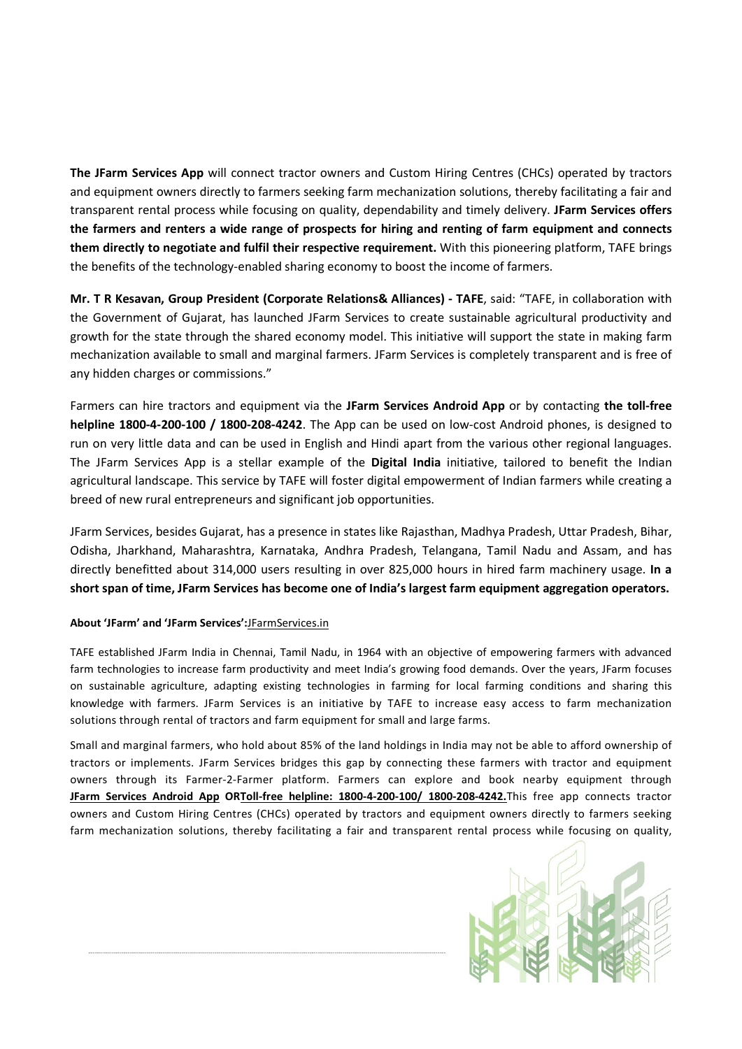**The JFarm Services App** will connect tractor owners and Custom Hiring Centres (CHCs) operated by tractors and equipment owners directly to farmers seeking farm mechanization solutions, thereby facilitating a fair and transparent rental process while focusing on quality, dependability and timely delivery. **JFarm Services offers the farmers and renters a wide range of prospects for hiring and renting of farm equipment and connects them directly to negotiate and fulfil their respective requirement.** With this pioneering platform, TAFE brings the benefits of the technology-enabled sharing economy to boost the income of farmers.

**Mr. T R Kesavan, Group President (Corporate Relations& Alliances) - TAFE**, said: "TAFE, in collaboration with the Government of Gujarat, has launched JFarm Services to create sustainable agricultural productivity and growth for the state through the shared economy model. This initiative will support the state in making farm mechanization available to small and marginal farmers. JFarm Services is completely transparent and is free of any hidden charges or commissions."

Farmers can hire tractors and equipment via the **JFarm Services Android App** or by contacting **the toll-free helpline 1800-4-200-100 / 1800-208-4242**. The App can be used on low-cost Android phones, is designed to run on very little data and can be used in English and Hindi apart from the various other regional languages. The JFarm Services App is a stellar example of the **Digital India** initiative, tailored to benefit the Indian agricultural landscape. This service by TAFE will foster digital empowerment of Indian farmers while creating a breed of new rural entrepreneurs and significant job opportunities.

JFarm Services, besides Gujarat, has a presence in states like Rajasthan, Madhya Pradesh, Uttar Pradesh, Bihar, Odisha, Jharkhand, Maharashtra, Karnataka, Andhra Pradesh, Telangana, Tamil Nadu and Assam, and has directly benefitted about 314,000 users resulting in over 825,000 hours in hired farm machinery usage. **In a short span of time, JFarm Services has become one of India's largest farm equipment aggregation operators.**

**About 'JFarm' and 'JFarm Services':**JFarmServices.in

TAFE established JFarm India in Chennai, Tamil Nadu, in 1964 with an objective of empowering farmers with advanced farm technologies to increase farm productivity and meet India's growing food demands. Over the years, JFarm focuses on sustainable agriculture, adapting existing technologies in farming for local farming conditions and sharing this knowledge with farmers. JFarm Services is an initiative by TAFE to increase easy access to farm mechanization solutions through rental of tractors and farm equipment for small and large farms.

Small and marginal farmers, who hold about 85% of the land holdings in India may not be able to afford ownership of tractors or implements. JFarm Services bridges this gap by connecting these farmers with tractor and equipment owners through its Farmer-2-Farmer platform. Farmers can explore and book nearby equipment through **JFarm Services Android App ORToll-free helpline: 1800-4-200-100/ 1800-208-4242.**This free app connects tractor owners and Custom Hiring Centres (CHCs) operated by tractors and equipment owners directly to farmers seeking farm mechanization solutions, thereby facilitating a fair and transparent rental process while focusing on quality,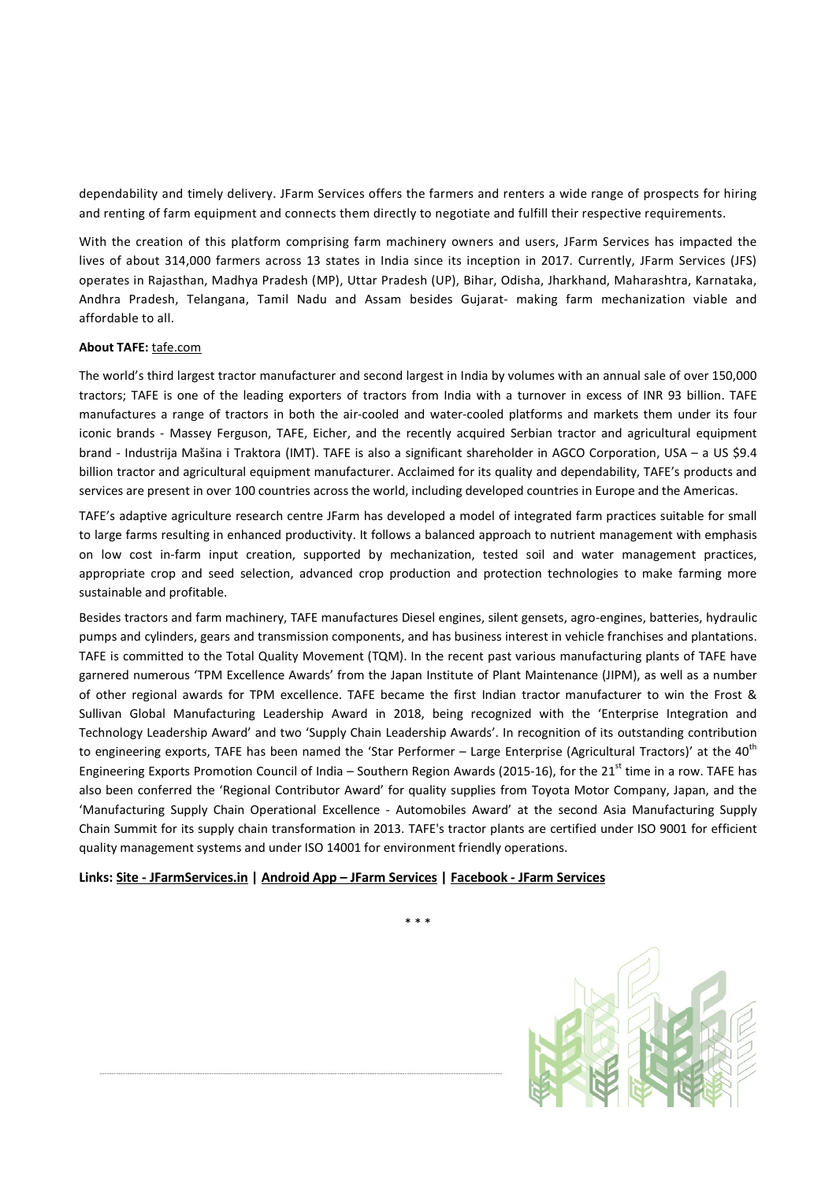dependability and timely delivery. JFarm Services offers the farmers and renters a wide range of prospects for hiring and renting of farm equipment and connects them directly to negotiate and fulfill their respective requirements.

With the creation of this platform comprising farm machinery owners and users, JFarm Services has impacted the lives of about 314,000 farmers across 13 states in India since its inception in 2017. Currently, JFarm Services (JFS) operates in Rajasthan, Madhya Pradesh (MP), Uttar Pradesh (UP), Bihar, Odisha, Jharkhand, Maharashtra, Karnataka, Andhra Pradesh, Telangana, Tamil Nadu and Assam besides Gujarat- making farm mechanization viable and affordable to all.

**About TAFE:** tafe.com

The world's third largest tractor manufacturer and second largest in India by volumes with an annual sale of over 150,000 tractors; TAFE is one of the leading exporters of tractors from India with a turnover in excess of INR 93 billion. TAFE manufactures a range of tractors in both the air-cooled and water-cooled platforms and markets them under its four iconic brands - Massey Ferguson, TAFE, Eicher, and the recently acquired Serbian tractor and agricultural equipment brand - Industrija Mašina i Traktora (IMT). TAFE is also a significant shareholder in AGCO Corporation, USA – a US $9.4 billion tractor and agricultural equipment manufacturer. Acclaimed for its quality and dependability, TAFE's products and services are present in over 100 countries across the world, including developed countries in Europe and the Americas.

TAFE's adaptive agriculture research centre JFarm has developed a model of integrated farm practices suitable for small to large farms resulting in enhanced productivity. It follows a balanced approach to nutrient management with emphasis on low cost in-farm input creation, supported by mechanization, tested soil and water management practices, appropriate crop and seed selection, advanced crop production and protection technologies to make farming more sustainable and profitable.

Besides tractors and farm machinery, TAFE manufactures Diesel engines, silent gensets, agro-engines, batteries, hydraulic pumps and cylinders, gears and transmission components, and has business interest in vehicle franchises and plantations. TAFE is committed to the Total Quality Movement (TQM). In the recent past various manufacturing plants of TAFE have garnered numerous 'TPM Excellence Awards' from the Japan Institute of Plant Maintenance (JIPM), as well as a number of other regional awards for TPM excellence. TAFE became the first Indian tractor manufacturer to win the Frost & Sullivan Global Manufacturing Leadership Award in 2018, being recognized with the 'Enterprise Integration and Technology Leadership Award' and two 'Supply Chain Leadership Awards'. In recognition of its outstanding contribution to engineering exports, TAFE has been named the 'Star Performer – Large Enterprise (Agricultural Tractors)' at the 40th Engineering Exports Promotion Council of India – Southern Region Awards (2015-16), for the 21st time in a row. TAFE has also been conferred the 'Regional Contributor Award' for quality supplies from Toyota Motor Company, Japan, and the 'Manufacturing Supply Chain Operational Excellence - Automobiles Award' at the second Asia Manufacturing Supply Chain Summit for its supply chain transformation in 2013. TAFE's tractor plants are certified under ISO 9001 for efficient quality management systems and under ISO 14001 for environment friendly operations.

**Links: Site - JFarmServices.in | Android App – JFarm Services | Facebook - JFarm Services**

\* \* \*